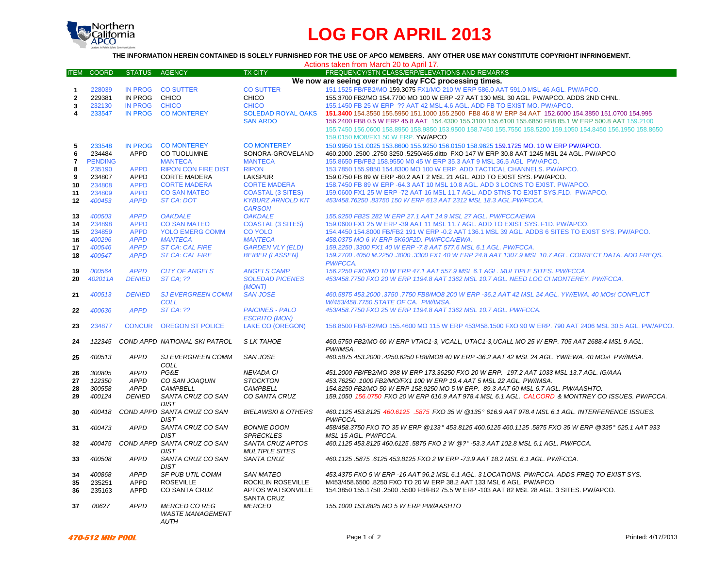# LOG FOR APRIL 2013

**THE INFORMATION HEREIN CONTAINED IS SOLELY FURNISHED FOR THE USE OF APCO MEMBERS. ANY OTHER USE MAY CONSTITUTE COPYRIGHT INFRINGEMENT.**

Actions taken from March 20 to April 17.

| ITEM | COORD | STATUS | AGENCY | TX CITY | FREQUENCY/STN CLASS/ERP/ELEVATIONS AND REMARKS |
|---|---|---|---|---|---|
| | | | | | **We now are seeing over ninety day FCC processing times.** |
| 1 | 228039 | IN PROG | CO SUTTER | CO SUTTER | 151.1525 FB/FB2/MO 159.3075 FX1/MO 210 W ERP 586.0 AAT 591.0 MSL 46 AGL. PW/APCO. |
| 2 | 229381 | IN PROG | CHICO | CHICO | 155.3700 FB2/MO 154.7700 MO 100 W ERP -27 AAT 130 MSL 30 AGL. PW/APCO. ADDS 2ND CHNL. |
| 3 | 232130 | IN PROG | CHICO | CHICO | 155.1450 FB 25 W ERP ?? AAT 42 MSL 4.6 AGL. ADD FB TO EXIST MO. PW/APCO. |
| 4 | 233547 | IN PROG | CO MONTEREY | SOLEDAD ROYAL OAKS SAN ARDO | **151.3400** 154.3550 155.5950 151.1000 155.2500 FB8 46.8 W ERP 84 AAT 152.6000 154.3850 151.0700 154.995 156.2400 FB8 0.5 W ERP 45.8 AAT 154.4300 155.3100 155.6100 155.6850 FB8 85.1 W ERP 500.8 AAT 159.2100 155.7450 156.0600 158.8950 158.9850 153.9500 158.7450 155.7550 158.5200 159.1050 154.8450 156.1950 158.8650 159.0150 MO8/FX1 50 W ERP. YW/APCO |
| 5 | 233548 | IN PROG | CO MONTEREY | CO MONTEREY | 150.9950 151.0025 153.8600 155.9250 156.0150 158.9625 159.1725 MO. 10 W ERP PW/APCO. |
| 6 | 234484 | APPD | CO TUOLUMNE | SONORA-GROVELAND | 460.2000 .2500 .2750 3250 .5250/465.ditto FXO 147 W ERP 30.8 AAT 1245 MSL 24 AGL. PW/APCO |
| 7 | PENDING | | MANTECA | MANTECA | 155.8650 FB/FB2 158.9550 M0 45 W ERP 35.3 AAT 9 MSL 36.5 AGL PW/APCO. |
| 8 | 235190 | APPD | RIPON CON FIRE DIST | RIPON | 153.7850 155.9850 154.8300 MO 100 W ERP. ADD TACTICAL CHANNELS. PW/APCO. |
| 9 | 234807 | APPD | CORTE MADERA | LAKSPUR | 159.0750 FB 89 W ERP -60.2 AAT 2 MSL 21 AGL. ADD TO EXIST SYS. PW/APCO. |
| 10 | 234808 | APPD | CORTE MADERA | CORTE MADERA | 158.7450 FB 89 W ERP -64.3 AAT 10 MSL 10.8 AGL. ADD 3 LOCNS TO EXIST. PW/APCO. |
| 11 | 234809 | APPD | CO SAN MATEO | COASTAL (3 SITES) | 159.0600 FX1 25 W ERP -72 AAT 16 MSL 11.7 AGL. ADD STNS TO EXIST SYS.F1D. PW/APCO. |
| 12 | *400453* | *APPD* | *ST CA: DOT* | *KYBURZ ARNOLD KIT CARSON* | *453/458.76250 .83750 150 W ERP 613 AAT 2312 MSL 18.3 AGL.PW/FCCA.* |
| 13 | *400503* | *APPD* | *OAKDALE* | *OAKDALE* | *155.9250 FB2S 282 W ERP 27.1 AAT 14.9 MSL 27 AGL. PW/FCCA/EWA* |
| 14 | 234898 | APPD | CO SAN MATEO | COASTAL (3 SITES) | 159.0600 FX1 25 W ERP -39 AAT 11 MSL 11.7 AGL. ADD TO EXIST SYS. F1D. PW/APCO. |
| 15 | 234859 | APPD | YOLO EMERG COMM | CO YOLO | 154.4450 154.8000 FB/FB2 191 W ERP -0.2 AAT 136.1 MSL 39 AGL. ADDS 6 SITES TO EXIST SYS. PW/APCO. |
| 16 | *400296* | *APPD* | *MANTECA* | *MANTECA* | *458.0375 MO 6 W ERP 5K60F2D. PW/FCCA/EWA.* |
| 17 | *400546* | *APPD* | *ST CA: CAL FIRE* | *GARDEN VLY (ELD)* | *159.2250 .3300 FX1 40 W ERP -7.8 AAT 577.6 MSL 6.1 AGL. PW/FCCA.* |
| 18 | *400547* | *APPD* | *ST CA: CAL FIRE* | *BEIBER (LASSEN)* | *159.2700 .4050 M.2250 .3000 .3300 FX1 40 W ERP 24.8 AAT 1307.9 MSL 10.7 AGL. CORRECT DATA, ADD FREQS. PW/FCCA.* |
| 19 | *000564* | *APPD* | *CITY OF ANGELS* | *ANGELS CAMP* | *156.2250 FXO/MO 10 W ERP 47.1 AAT 557.9 MSL 6.1 AGL. MULTIPLE SITES. PW/FCCA* |
| 20 | *402011A* | *DENIED* | *ST CA; ??* | *SOLEDAD PICENES (MONT)* | *453/458.7750 FXO 20 W ERP 1194.8 AAT 1362 MSL 10.7 AGL. NEED LOC CI MONTEREY. PW/FCCA.* |
| 21 | *400513* | *DENIED* | *SJ EVERGREEN COMM COLL* | *SAN JOSE* | *460.5875 453.2000 .3750 .7750 FB8/MO8 200 W ERP -36.2 AAT 42 MSL 24 AGL. YW/EWA. 40 MOs! CONFLICT W/453/458.7750 STATE OF CA. PW/IMSA.* |
| 22 | *400636* | *APPD* | *ST CA: ??* | *PAICINES - PALO ESCRITO (MON)* | *453/458.7750 FXO 25 W ERP 1194.8 AAT 1362 MSL 10.7 AGL. PW/FCCA.* |
| 23 | 234877 | CONCUR | OREGON ST POLICE | LAKE CO (OREGON) | 158.8500 FB/FB2/MO 155.4600 MO 115 W ERP 453/458.1500 FXO 90 W ERP. 790 AAT 2406 MSL 30.5 AGL. PW/APCO. |
| 24 | *122345* | *COND APPD* | *NATIONAL SKI PATROL* | *S LK TAHOE* | *460.5750 FB2/MO 60 W ERP VTAC1-3, VCALL, UTAC1-3,UCALL MO 25 W ERP. 705 AAT 2688.4 MSL 9 AGL. PW/IMSA.* |
| 25 | *400513* | *APPD* | *SJ EVERGREEN COMM COLL* | *SAN JOSE* | *460.5875 453.2000 .4250.6250 FB8/MO8 40 W ERP -36.2 AAT 42 MSL 24 AGL. YW/EWA. 40 MOs! PW/IMSA.* |
| 26 | *300805* | *APPD* | *PG&E* | *NEVADA CI* | *451.2000 FB/FB2/MO 398 W ERP 173.36250 FXO 20 W ERP. -197.2 AAT 1033 MSL 13.7 AGL. IG/AAA* |
| 27 | *122350* | *APPD* | *CO SAN JOAQUIN* | *STOCKTON* | *453.76250 .1000 FB2/MO/FX1 100 W ERP 19.4 AAT 5 MSL 22 AGL. PW/IMSA.* |
| 28 | *300558* | *APPD* | *CAMPBELL* | *CAMPBELL* | *154.8250 FB2/MO 50 W ERP 158.9250 MO 5 W ERP. -89.3 AAT 60 MSL 6.7 AGL. PW/AASHTO.* |
| 29 | *400124* | *DENIED* | *SANTA CRUZ CO SAN DIST* | *CO SANTA CRUZ* | *159.1050 156.0750 FXO 20 W ERP 616.9 AAT 978.4 MSL 6.1 AGL. CALCORD & MONTREY CO ISSUES. PW/FCCA.* |
| 30 | *400418* | *COND APPD* | *SANTA CRUZ CO SAN DIST* | *BIELAWSKI & OTHERS* | *460.1125 453.8125 460.6125 .5875 FXO 35 W @135° 616.9 AAT 978.4 MSL 6.1 AGL. INTERFERENCE ISSUES. PW/FCCA.* |
| 31 | *400473* | *APPD* | *SANTA CRUZ CO SAN DIST* | *BONNIE DOON SPRECKLES* | *458/458.3750 FXO TO 35 W ERP @133° 453.8125 460.6125 460.1125 .5875 FXO 35 W ERP @335° 625.1 AAT 933 MSL 15 AGL. PW/FCCA.* |
| 32 | *400475* | *COND APPD* | *SANTA CRUZ CO SAN DIST* | *SANTA CRUZ APTOS MULTIPLE SITES* | *460.1125 453.8125 460.6125 .5875 FXO 2 W @?° -53.3 AAT 102.8 MSL 6.1 AGL. PW/FCCA.* |
| 33 | *400508* | *APPD* | *SANTA CRUZ CO SAN DIST* | *SANTA CRUZ* | *460.1125 .5875 .6125 453.8125 FXO 2 W ERP -73.9 AAT 18.2 MSL 6.1 AGL. PW/FCCA.* |
| 34 | *400868* | *APPD* | *SF PUB UTIL COMM* | *SAN MATEO* | *453.4375 FXO 5 W ERP -16 AAT 96.2 MSL 6.1 AGL. 3 LOCATIONS. PW/FCCA. ADDS FREQ TO EXIST SYS.* |
| 35 | 235251 | APPD | ROSEVILLE | ROCKLIN ROSEVILLE | M453/458.6500 .8250 FXO TO 20 W ERP 38.2 AAT 133 MSL 6 AGL. PW/APCO |
| 36 | 235163 | APPD | CO SANTA CRUZ | APTOS WATSONVILLE SANTA CRUZ | 154.3850 155.1750 .2500 .5500 FB/FB2 75.5 W ERP -103 AAT 82 MSL 28 AGL. 3 SITES. PW/APCO. |
| 37 | *00627* | *APPD* | *MERCED CO REG WASTE MANAGEMENT AUTH* | *MERCED* | *155.1000 153.8825 MO 5 W ERP PW/AASHTO* |

***470-512 MHz POOL***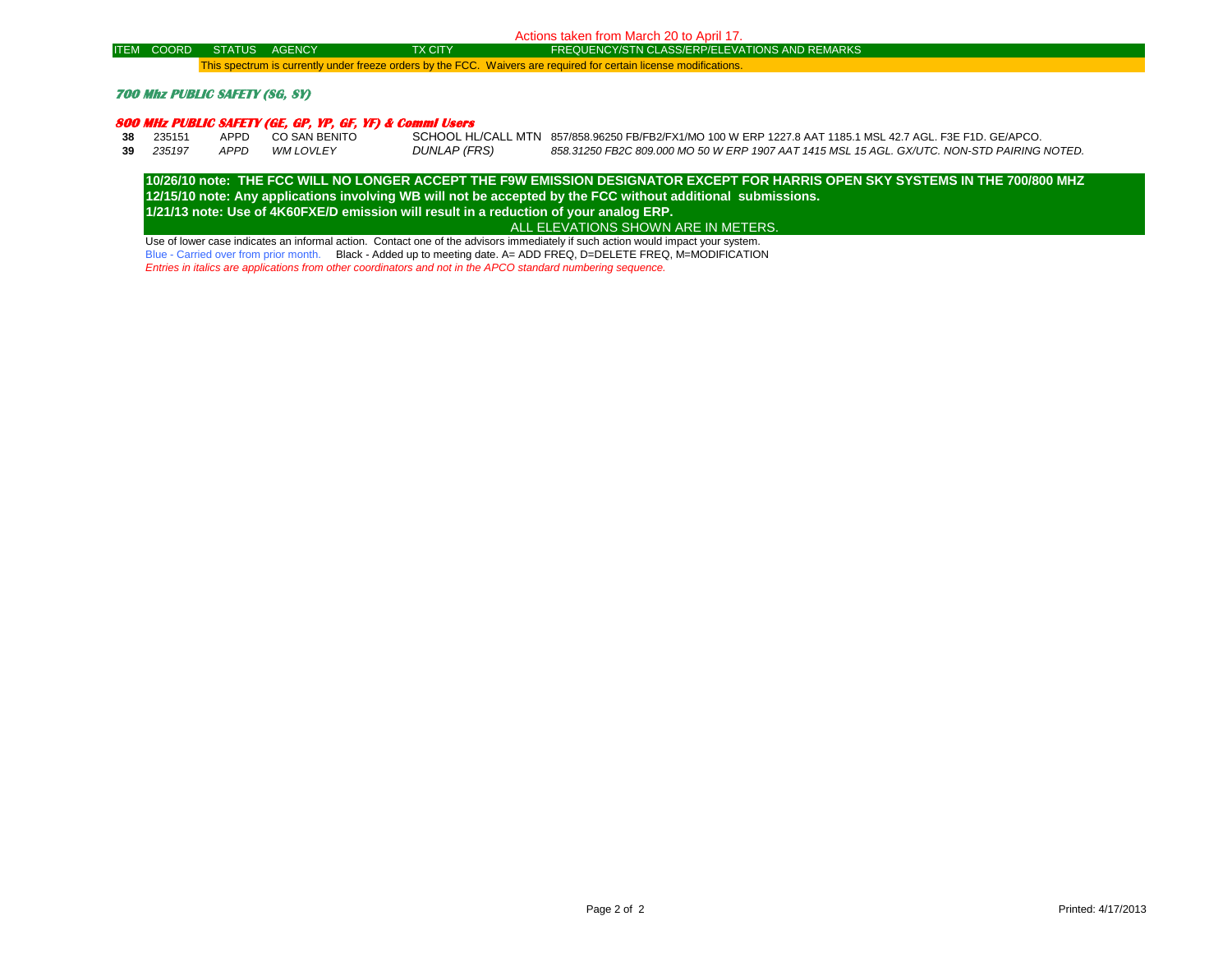Actions taken from March 20 to April 17.

| ITEM | COORD | STATUS | AGENCY | TX CITY | FREQUENCY/STN CLASS/ERP/ELEVATIONS AND REMARKS |
|---|---|---|---|---|---|

This spectrum is currently under freeze orders by the FCC. Waivers are required for certain license modifications.

***700 Mhz PUBLIC SAFETY (SG, SY)***

***800 MHz PUBLIC SAFETY (GE, GP, YP, GF, YF) & Comml Users***

| ITEM | COORD | STATUS | AGENCY | TX CITY | FREQUENCY/STN CLASS/ERP/ELEVATIONS AND REMARKS |
|---|---|---|---|---|---|
| **38** | 235151 | APPD | CO SAN BENITO | SCHOOL HL/CALL MTN | 857/858.96250 FB/FB2/FX1/MO 100 W ERP 1227.8 AAT 1185.1 MSL 42.7 AGL. F3E F1D. GE/APCO. |
| **39** | *235197* | *APPD* | *WM LOVLEY* | *DUNLAP (FRS)* | *858.31250 FB2C 809.000 MO 50 W ERP 1907 AAT 1415 MSL 15 AGL. GX/UTC. NON-STD PAIRING NOTED.* |

**10/26/10 note: THE FCC WILL NO LONGER ACCEPT THE F9W EMISSION DESIGNATOR EXCEPT FOR HARRIS OPEN SKY SYSTEMS IN THE 700/800 MHZ**

**12/15/10 note: Any applications involving WB will not be accepted by the FCC without additional submissions.**

**1/21/13 note: Use of 4K60FXE/D emission will result in a reduction of your analog ERP.**

ALL ELEVATIONS SHOWN ARE IN METERS.

Use of lower case indicates an informal action. Contact one of the advisors immediately if such action would impact your system.

Blue - Carried over from prior month. Black - Added up to meeting date. A= ADD FREQ, D=DELETE FREQ, M=MODIFICATION

*Entries in italics are applications from other coordinators and not in the APCO standard numbering sequence.*

Printed: 4/17/2013